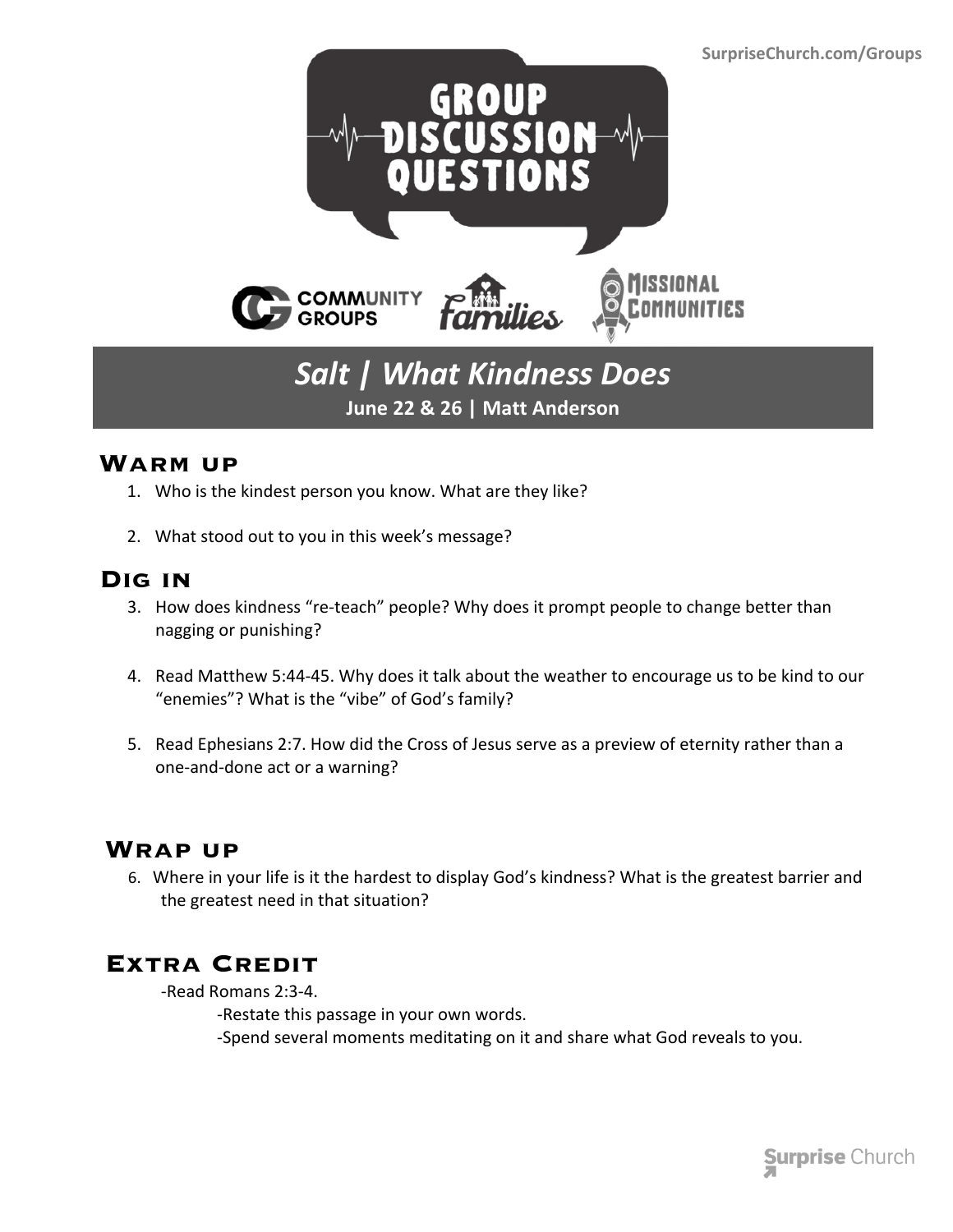SurpriseChurch.com/Groups

# GROUP DISCUSSION QUESTIONS

COMMUNITY GROUPS | families | MISSIONAL COMMUNITIES

## *Salt | What Kindness Does*

**June 22 & 26 | Matt Anderson**

### Warm up

1. Who is the kindest person you know. What are they like?
2. What stood out to you in this week's message?

### Dig in

3. How does kindness "re-teach" people? Why does it prompt people to change better than nagging or punishing?
4. Read Matthew 5:44-45. Why does it talk about the weather to encourage us to be kind to our "enemies"? What is the "vibe" of God's family?
5. Read Ephesians 2:7. How did the Cross of Jesus serve as a preview of eternity rather than a one-and-done act or a warning?

### Wrap up

6. Where in your life is it the hardest to display God's kindness? What is the greatest barrier and the greatest need in that situation?

### Extra Credit

-Read Romans 2:3-4.

- -Restate this passage in your own words.
- -Spend several moments meditating on it and share what God reveals to you.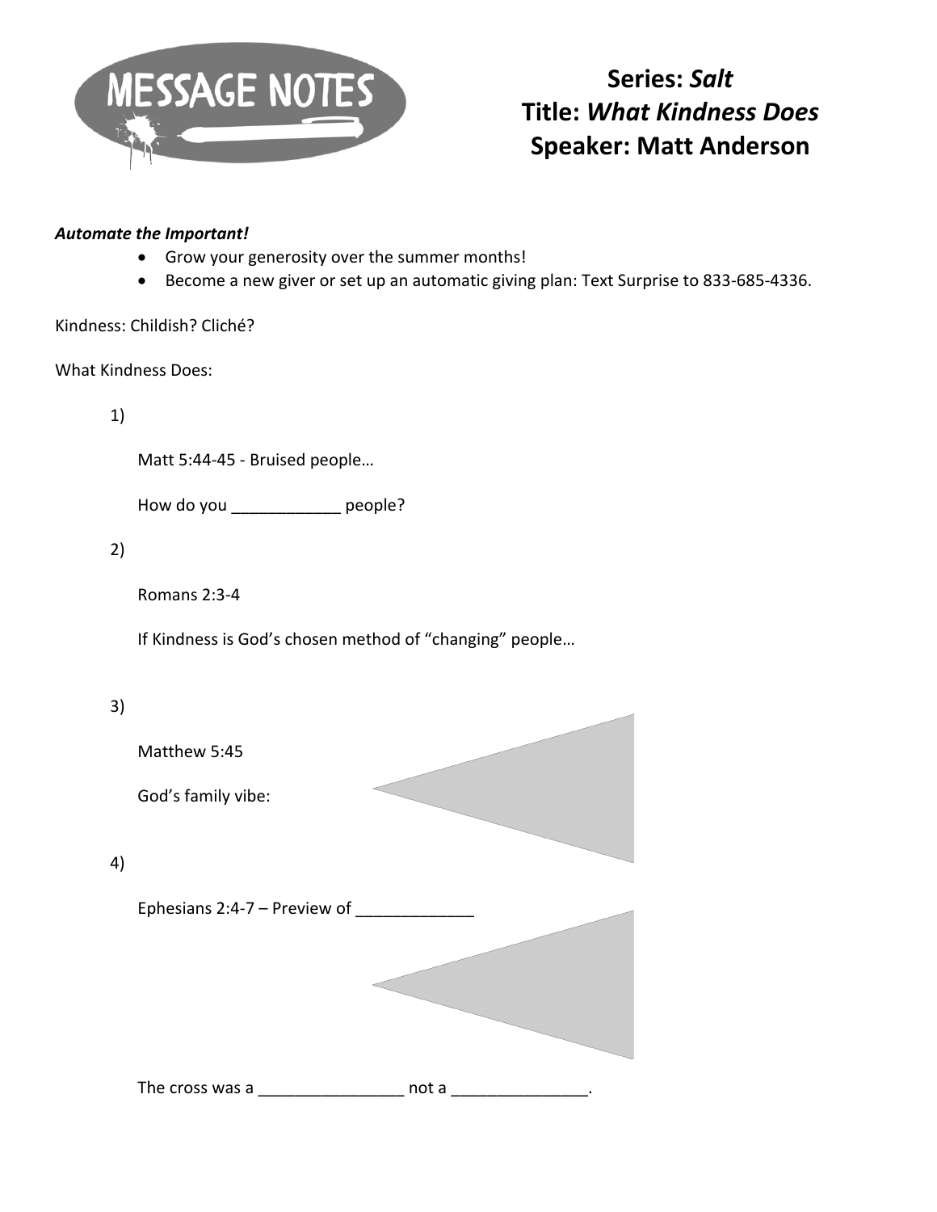**Series:** ***Salt***
**Title:** ***What Kindness Does***
**Speaker: Matt Anderson**

***Automate the Important!***

- Grow your generosity over the summer months!
- Become a new giver or set up an automatic giving plan: Text Surprise to 833-685-4336.

Kindness: Childish? Cliché?

What Kindness Does:

1)

Matt 5:44-45 - Bruised people…

How do you ____________ people?

2)

Romans 2:3-4

If Kindness is God's chosen method of "changing" people…

3)

Matthew 5:45

God's family vibe:

4)

Ephesians 2:4-7 – Preview of _____________

The cross was a ________________ not a _______________.